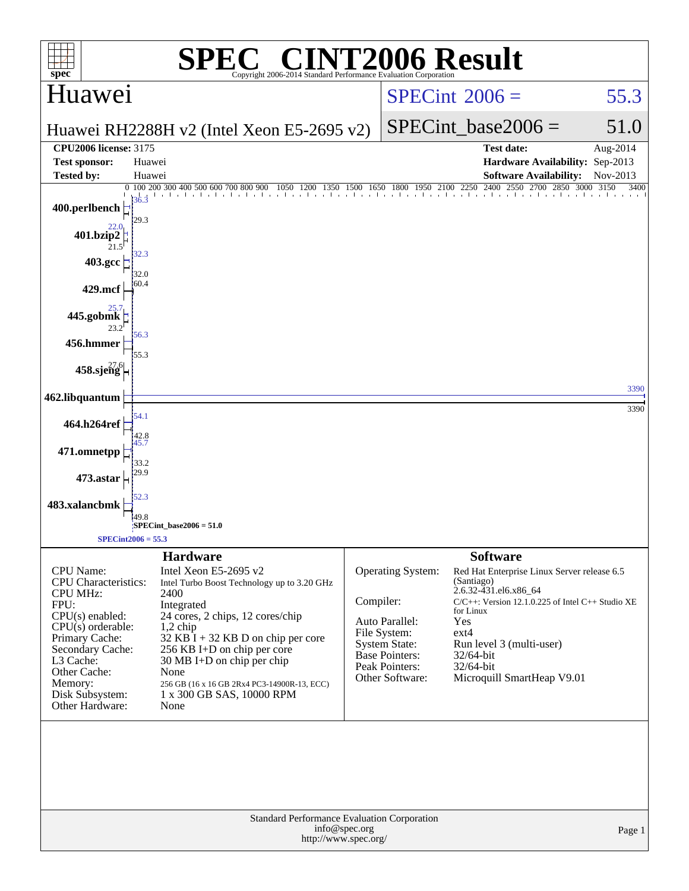# SPEC® CINT2006 Result

Copyright 2006-2014 Standard Performance Evaluation Corporation

## Huawei

Huawei RH2288H v2 (Intel Xeon E5-2695 v2)

SPECint® 2006 = 55.3

SPECint_base2006 = 51.0

| | | | |
|---|---|---|---|
| **CPU2006 license:** 3175 | | **Test date:** | Aug-2014 |
| **Test sponsor:** | Huawei | **Hardware Availability:** | Sep-2013 |
| **Tested by:** | Huawei | **Software Availability:** | Nov-2013 |

| Benchmark | Peak | Base |
|---|---|---|
| 400.perlbench | 36.3 | 29.3 |
| 401.bzip2 | 22.0 | 21.5 |
| 403.gcc | 32.3 | 32.0 |
| 429.mcf | 60.4 | |
| 445.gobmk | 25.7 | 23.2 |
| 456.hmmer | 56.3 | 55.3 |
| 458.sjeng | 27.6 | |
| 462.libquantum | 3390 | 3390 |
| 464.h264ref | 54.1 | 42.8 |
| 471.omnetpp | 45.7 | 33.2 |
| 473.astar | 29.9 | |
| 483.xalancbmk | 52.3 | 49.8 |

SPECint_base2006 = 51.0

SPECint2006 = 55.3

## Hardware

| | |
|---|---|
| CPU Name: | Intel Xeon E5-2695 v2 |
| CPU Characteristics: | Intel Turbo Boost Technology up to 3.20 GHz |
| CPU MHz: | 2400 |
| FPU: | Integrated |
| CPU(s) enabled: | 24 cores, 2 chips, 12 cores/chip |
| CPU(s) orderable: | 1,2 chip |
| Primary Cache: | 32 KB I + 32 KB D on chip per core |
| Secondary Cache: | 256 KB I+D on chip per core |
| L3 Cache: | 30 MB I+D on chip per chip |
| Other Cache: | None |
| Memory: | 256 GB (16 x 16 GB 2Rx4 PC3-14900R-13, ECC) |
| Disk Subsystem: | 1 x 300 GB SAS, 10000 RPM |
| Other Hardware: | None |

## Software

| | |
|---|---|
| Operating System: | Red Hat Enterprise Linux Server release 6.5 (Santiago) 2.6.32-431.el6.x86_64 |
| Compiler: | C/C++: Version 12.1.0.225 of Intel C++ Studio XE for Linux |
| Auto Parallel: | Yes |
| File System: | ext4 |
| System State: | Run level 3 (multi-user) |
| Base Pointers: | 32/64-bit |
| Peak Pointers: | 32/64-bit |
| Other Software: | Microquill SmartHeap V9.01 |

Standard Performance Evaluation Corporation
info@spec.org
http://www.spec.org/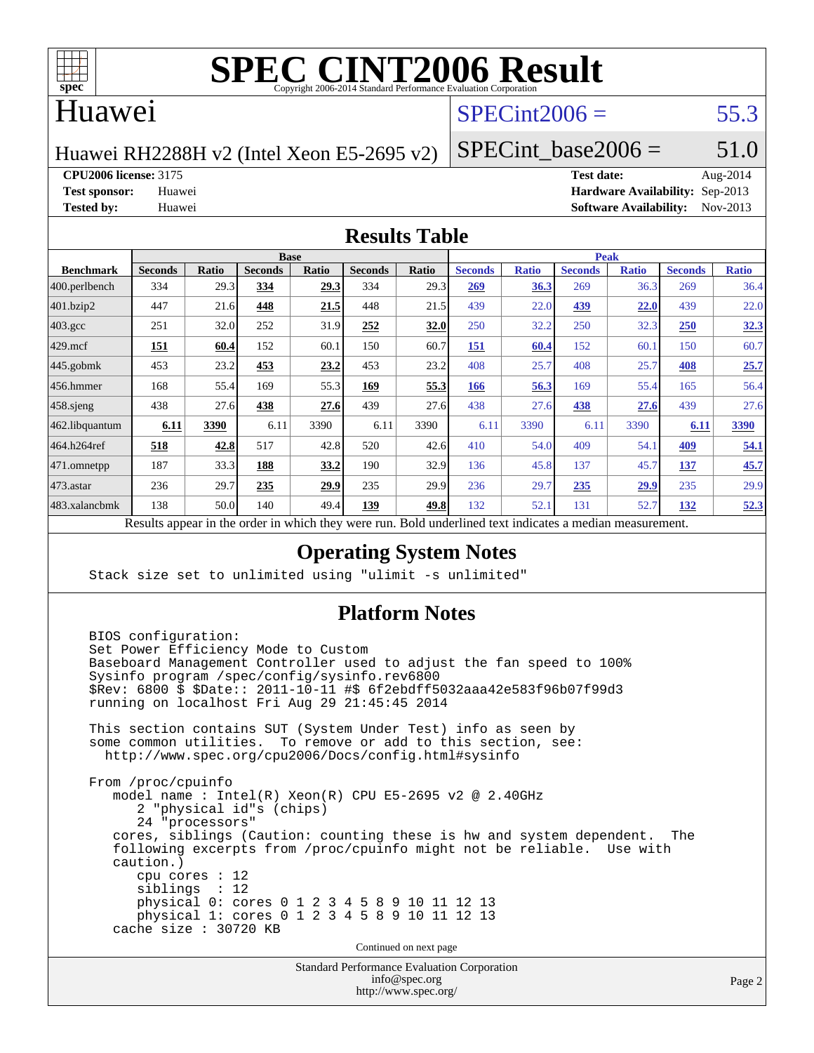# SPEC CINT2006 Result

Copyright 2006-2014 Standard Performance Evaluation Corporation

## Huawei

Huawei RH2288H v2 (Intel Xeon E5-2695 v2)

SPECint2006 = 55.3

SPECint_base2006 = 51.0

**CPU2006 license:** 3175
**Test sponsor:** Huawei
**Tested by:** Huawei

**Test date:** Aug-2014
**Hardware Availability:** Sep-2013
**Software Availability:** Nov-2013

## Results Table

| Benchmark | Base | | | | | | Peak | | | | | |
|---|---|---|---|---|---|---|---|---|---|---|---|---|
| | Seconds | Ratio | Seconds | Ratio | Seconds | Ratio | Seconds | Ratio | Seconds | Ratio | Seconds | Ratio |
| 400.perlbench | 334 | 29.3 | **334** | **29.3** | 334 | 29.3 | **269** | **36.3** | 269 | 36.3 | 269 | 36.4 |
| 401.bzip2 | 447 | 21.6 | **448** | **21.5** | 448 | 21.5 | 439 | 22.0 | **439** | **22.0** | 439 | 22.0 |
| 403.gcc | 251 | 32.0 | 252 | 31.9 | **252** | **32.0** | 250 | 32.2 | 250 | 32.3 | **250** | **32.3** |
| 429.mcf | **151** | **60.4** | 152 | 60.1 | 150 | 60.7 | **151** | **60.4** | 152 | 60.1 | 150 | 60.7 |
| 445.gobmk | 453 | 23.2 | **453** | **23.2** | 453 | 23.2 | 408 | 25.7 | 408 | 25.7 | **408** | **25.7** |
| 456.hmmer | 168 | 55.4 | 169 | 55.3 | **169** | **55.3** | **166** | **56.3** | 169 | 55.4 | 165 | 56.4 |
| 458.sjeng | 438 | 27.6 | **438** | **27.6** | 439 | 27.6 | 438 | 27.6 | **438** | **27.6** | 439 | 27.6 |
| 462.libquantum | **6.11** | **3390** | 6.11 | 3390 | 6.11 | 3390 | 6.11 | 3390 | 6.11 | 3390 | **6.11** | **3390** |
| 464.h264ref | **518** | **42.8** | 517 | 42.8 | 520 | 42.6 | 410 | 54.0 | 409 | 54.1 | **409** | **54.1** |
| 471.omnetpp | 187 | 33.3 | **188** | **33.2** | 190 | 32.9 | 136 | 45.8 | 137 | 45.7 | **137** | **45.7** |
| 473.astar | 236 | 29.7 | **235** | **29.9** | 235 | 29.9 | 236 | 29.7 | **235** | **29.9** | 235 | 29.9 |
| 483.xalancbmk | 138 | 50.0 | 140 | 49.4 | **139** | **49.8** | 132 | 52.1 | 131 | 52.7 | **132** | **52.3** |

Results appear in the order in which they were run. Bold underlined text indicates a median measurement.

## Operating System Notes

```
Stack size set to unlimited using "ulimit -s unlimited"
```

## Platform Notes

```
BIOS configuration:
Set Power Efficiency Mode to Custom
Baseboard Management Controller used to adjust the fan speed to 100%
Sysinfo program /spec/config/sysinfo.rev6800
$Rev: 6800 $ $Date:: 2011-10-11 #$ 6f2ebdff5032aaa42e583f96b07f99d3
running on localhost Fri Aug 29 21:45:45 2014

This section contains SUT (System Under Test) info as seen by
some common utilities.  To remove or add to this section, see:
  http://www.spec.org/cpu2006/Docs/config.html#sysinfo

From /proc/cpuinfo
   model name : Intel(R) Xeon(R) CPU E5-2695 v2 @ 2.40GHz
      2 "physical id"s (chips)
      24 "processors"
   cores, siblings (Caution: counting these is hw and system dependent.  The
   following excerpts from /proc/cpuinfo might not be reliable.  Use with
   caution.)
      cpu cores : 12
      siblings  : 12
      physical 0: cores 0 1 2 3 4 5 8 9 10 11 12 13
      physical 1: cores 0 1 2 3 4 5 8 9 10 11 12 13
   cache size : 30720 KB
```

Continued on next page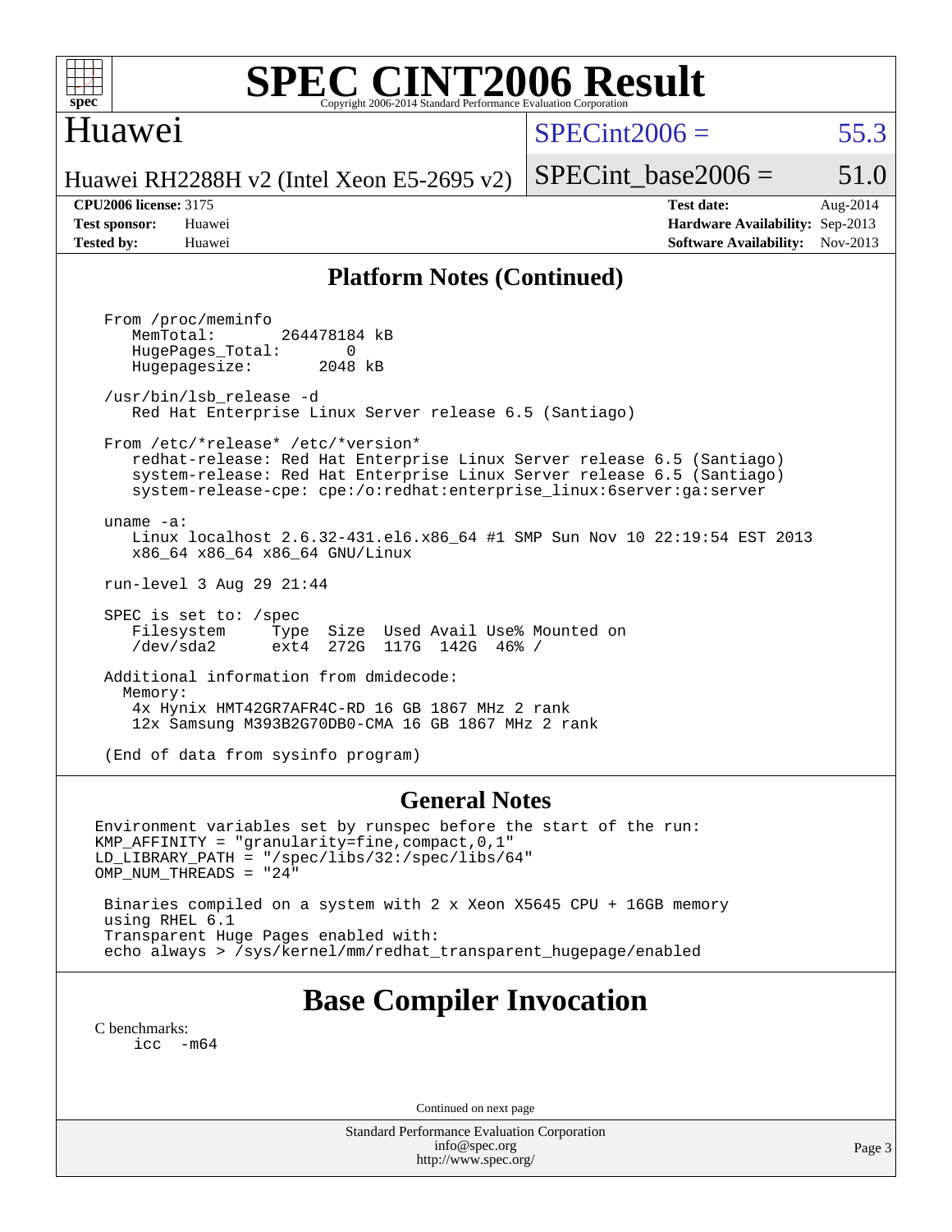# SPEC CINT2006 Result

## Huawei

Huawei RH2288H v2 (Intel Xeon E5-2695 v2)

SPECint2006 = 55.3

SPECint_base2006 = 51.0

**CPU2006 license:** 3175
**Test sponsor:** Huawei
**Tested by:** Huawei

**Test date:** Aug-2014
**Hardware Availability:** Sep-2013
**Software Availability:** Nov-2013

## Platform Notes (Continued)

```
From /proc/meminfo
   MemTotal:       264478184 kB
   HugePages_Total:       0
   Hugepagesize:       2048 kB

/usr/bin/lsb_release -d
   Red Hat Enterprise Linux Server release 6.5 (Santiago)

From /etc/*release* /etc/*version*
   redhat-release: Red Hat Enterprise Linux Server release 6.5 (Santiago)
   system-release: Red Hat Enterprise Linux Server release 6.5 (Santiago)
   system-release-cpe: cpe:/o:redhat:enterprise_linux:6server:ga:server

uname -a:
   Linux localhost 2.6.32-431.el6.x86_64 #1 SMP Sun Nov 10 22:19:54 EST 2013
   x86_64 x86_64 x86_64 GNU/Linux

run-level 3 Aug 29 21:44

SPEC is set to: /spec
   Filesystem     Type  Size  Used Avail Use% Mounted on
   /dev/sda2      ext4  272G  117G  142G  46% /

Additional information from dmidecode:
  Memory:
   4x Hynix HMT42GR7AFR4C-RD 16 GB 1867 MHz 2 rank
   12x Samsung M393B2G70DB0-CMA 16 GB 1867 MHz 2 rank

(End of data from sysinfo program)
```

## General Notes

```
Environment variables set by runspec before the start of the run:
KMP_AFFINITY = "granularity=fine,compact,0,1"
LD_LIBRARY_PATH = "/spec/libs/32:/spec/libs/64"
OMP_NUM_THREADS = "24"

 Binaries compiled on a system with 2 x Xeon X5645 CPU + 16GB memory
 using RHEL 6.1
 Transparent Huge Pages enabled with:
 echo always > /sys/kernel/mm/redhat_transparent_hugepage/enabled
```

## Base Compiler Invocation

C benchmarks:
    icc  -m64

Continued on next page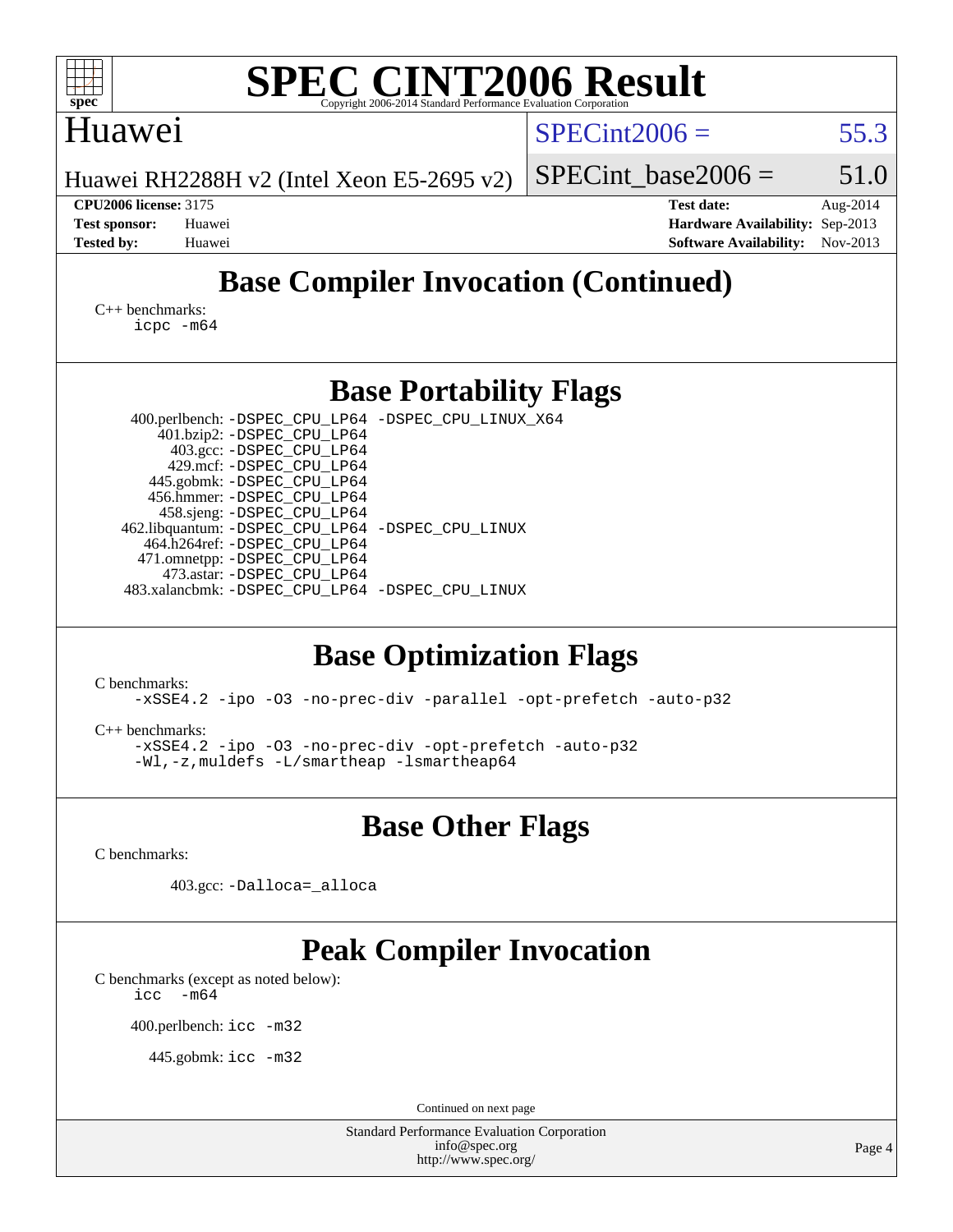# SPEC CINT2006 Result

Huawei

Huawei RH2288H v2 (Intel Xeon E5-2695 v2)

SPECint2006 = 55.3

SPECint_base2006 = 51.0

**CPU2006 license:** 3175
**Test sponsor:** Huawei
**Tested by:** Huawei

**Test date:** Aug-2014
**Hardware Availability:** Sep-2013
**Software Availability:** Nov-2013

## Base Compiler Invocation (Continued)

C++ benchmarks:
`icpc -m64`

## Base Portability Flags

400.perlbench: `-DSPEC_CPU_LP64 -DSPEC_CPU_LINUX_X64`
401.bzip2: `-DSPEC_CPU_LP64`
403.gcc: `-DSPEC_CPU_LP64`
429.mcf: `-DSPEC_CPU_LP64`
445.gobmk: `-DSPEC_CPU_LP64`
456.hmmer: `-DSPEC_CPU_LP64`
458.sjeng: `-DSPEC_CPU_LP64`
462.libquantum: `-DSPEC_CPU_LP64 -DSPEC_CPU_LINUX`
464.h264ref: `-DSPEC_CPU_LP64`
471.omnetpp: `-DSPEC_CPU_LP64`
473.astar: `-DSPEC_CPU_LP64`
483.xalancbmk: `-DSPEC_CPU_LP64 -DSPEC_CPU_LINUX`

## Base Optimization Flags

C benchmarks:
`-xSSE4.2 -ipo -O3 -no-prec-div -parallel -opt-prefetch -auto-p32`

C++ benchmarks:
`-xSSE4.2 -ipo -O3 -no-prec-div -opt-prefetch -auto-p32`
`-Wl,-z,muldefs -L/smartheap -lsmartheap64`

## Base Other Flags

C benchmarks:

403.gcc: `-Dalloca=_alloca`

## Peak Compiler Invocation

C benchmarks (except as noted below):
`icc -m64`

400.perlbench: `icc -m32`

445.gobmk: `icc -m32`

Continued on next page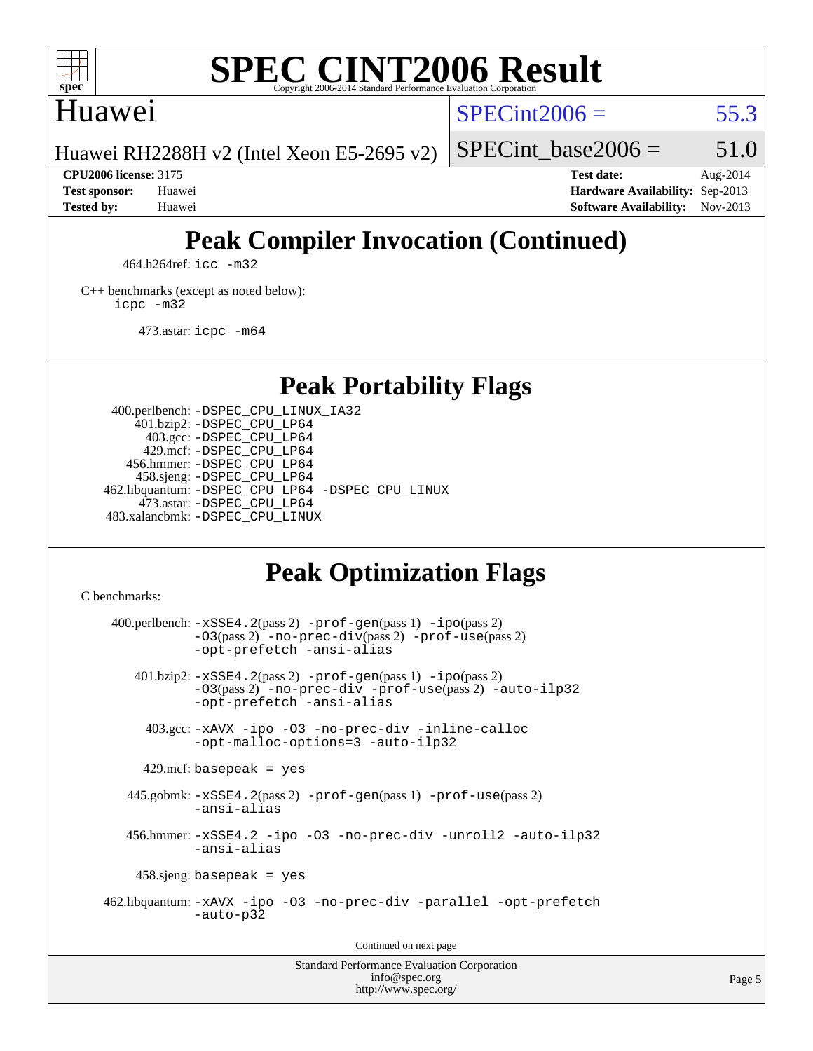# SPEC CINT2006 Result

Copyright 2006-2014 Standard Performance Evaluation Corporation

## Huawei

Huawei RH2288H v2 (Intel Xeon E5-2695 v2)

SPECint2006 = 55.3

SPECint_base2006 = 51.0

| | | | |
|---|---|---|---|
| **CPU2006 license:** | 3175 | **Test date:** | Aug-2014 |
| **Test sponsor:** | Huawei | **Hardware Availability:** | Sep-2013 |
| **Tested by:** | Huawei | **Software Availability:** | Nov-2013 |

## Peak Compiler Invocation (Continued)

464.h264ref: `icc -m32`

C++ benchmarks (except as noted below):
`icpc -m32`

473.astar: `icpc -m64`

## Peak Portability Flags

400.perlbench: `-DSPEC_CPU_LINUX_IA32`
401.bzip2: `-DSPEC_CPU_LP64`
403.gcc: `-DSPEC_CPU_LP64`
429.mcf: `-DSPEC_CPU_LP64`
456.hmmer: `-DSPEC_CPU_LP64`
458.sjeng: `-DSPEC_CPU_LP64`
462.libquantum: `-DSPEC_CPU_LP64 -DSPEC_CPU_LINUX`
473.astar: `-DSPEC_CPU_LP64`
483.xalancbmk: `-DSPEC_CPU_LINUX`

## Peak Optimization Flags

C benchmarks:

400.perlbench: `-xSSE4.2`(pass 2) `-prof-gen`(pass 1) `-ipo`(pass 2) `-O3`(pass 2) `-no-prec-div`(pass 2) `-prof-use`(pass 2) `-opt-prefetch -ansi-alias`

401.bzip2: `-xSSE4.2`(pass 2) `-prof-gen`(pass 1) `-ipo`(pass 2) `-O3`(pass 2) `-no-prec-div -prof-use`(pass 2) `-auto-ilp32 -opt-prefetch -ansi-alias`

403.gcc: `-xAVX -ipo -O3 -no-prec-div -inline-calloc -opt-malloc-options=3 -auto-ilp32`

429.mcf: `basepeak = yes`

445.gobmk: `-xSSE4.2`(pass 2) `-prof-gen`(pass 1) `-prof-use`(pass 2) `-ansi-alias`

456.hmmer: `-xSSE4.2 -ipo -O3 -no-prec-div -unroll2 -auto-ilp32 -ansi-alias`

458.sjeng: `basepeak = yes`

462.libquantum: `-xAVX -ipo -O3 -no-prec-div -parallel -opt-prefetch -auto-p32`

Continued on next page

Standard Performance Evaluation Corporation
info@spec.org
http://www.spec.org/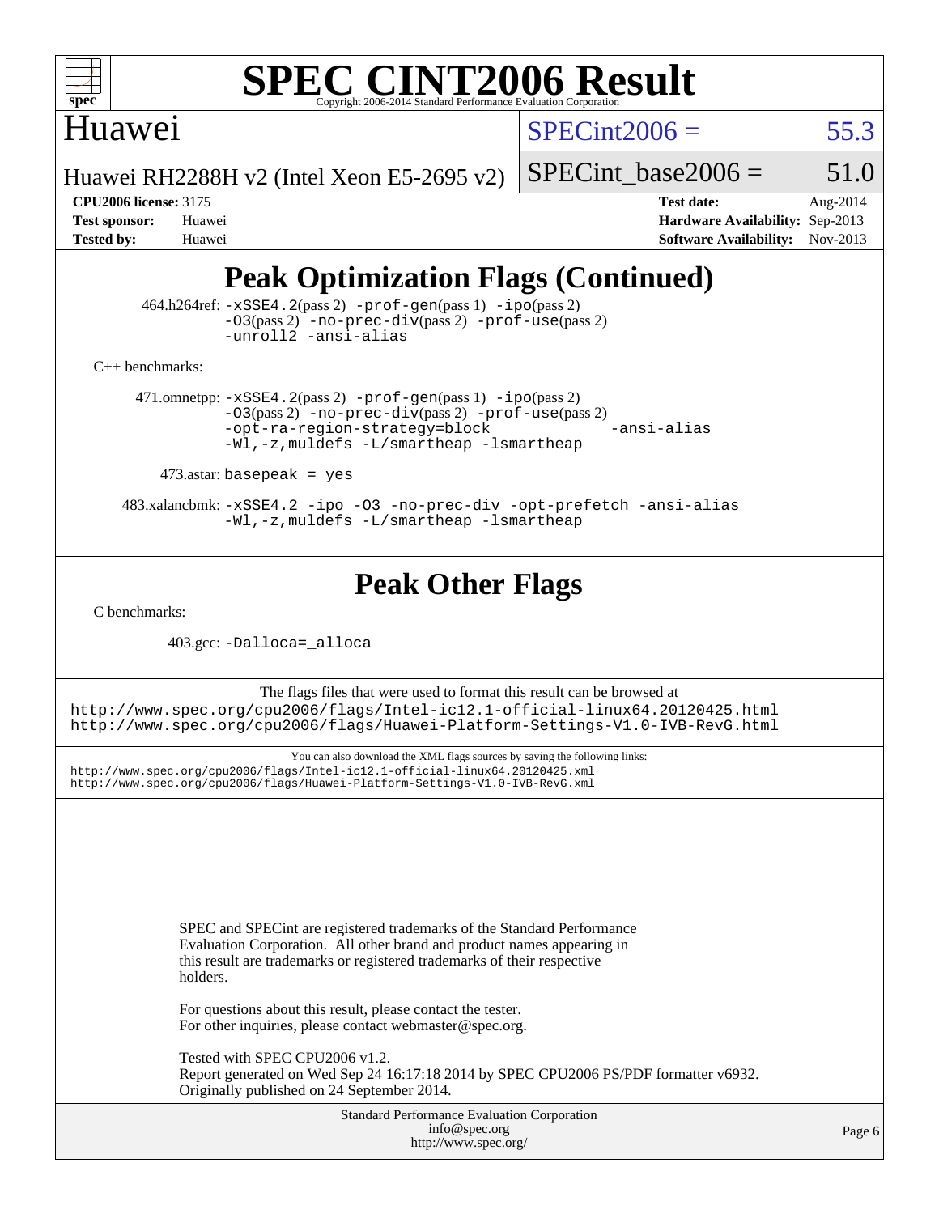# Peak Optimization Flags (Continued)

464.h264ref: -xSSE4.2(pass 2) -prof-gen(pass 1) -ipo(pass 2) -O3(pass 2) -no-prec-div(pass 2) -prof-use(pass 2) -unroll2 -ansi-alias

C++ benchmarks:

471.omnetpp: -xSSE4.2(pass 2) -prof-gen(pass 1) -ipo(pass 2) -O3(pass 2) -no-prec-div(pass 2) -prof-use(pass 2) -opt-ra-region-strategy=block -ansi-alias -Wl,-z,muldefs -L/smartheap -lsmartheap

473.astar: basepeak = yes

483.xalancbmk: -xSSE4.2 -ipo -O3 -no-prec-div -opt-prefetch -ansi-alias -Wl,-z,muldefs -L/smartheap -lsmartheap

# Peak Other Flags

C benchmarks:

403.gcc: -Dalloca=_alloca

The flags files that were used to format this result can be browsed at
http://www.spec.org/cpu2006/flags/Intel-ic12.1-official-linux64.20120425.html
http://www.spec.org/cpu2006/flags/Huawei-Platform-Settings-V1.0-IVB-RevG.html

You can also download the XML flags sources by saving the following links:
http://www.spec.org/cpu2006/flags/Intel-ic12.1-official-linux64.20120425.xml
http://www.spec.org/cpu2006/flags/Huawei-Platform-Settings-V1.0-IVB-RevG.xml

SPEC and SPECint are registered trademarks of the Standard Performance Evaluation Corporation. All other brand and product names appearing in this result are trademarks or registered trademarks of their respective holders.

For questions about this result, please contact the tester.
For other inquiries, please contact webmaster@spec.org.

Tested with SPEC CPU2006 v1.2.
Report generated on Wed Sep 24 16:17:18 2014 by SPEC CPU2006 PS/PDF formatter v6932.
Originally published on 24 September 2014.